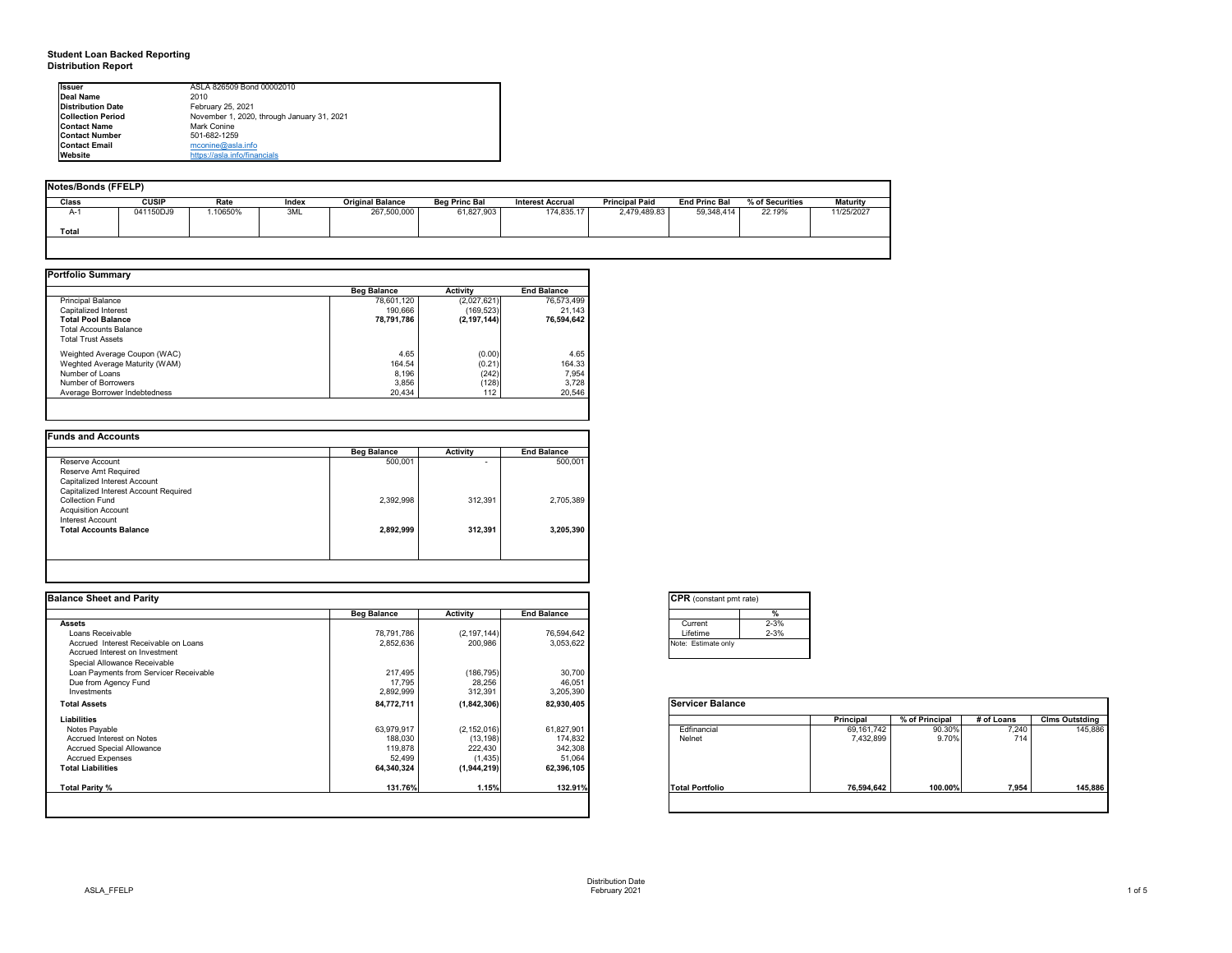# Student Loan Backed Reporting
## Distribution Report

| | |
|---|---|
| **Issuer** | ASLA 826509 Bond 00002010 |
| **Deal Name** | 2010 |
| **Distribution Date** | February 25, 2021 |
| **Collection Period** | November 1, 2020, through January 31, 2021 |
| **Contact Name** | Mark Conine |
| **Contact Number** | 501-682-1259 |
| **Contact Email** | mconine@asla.info |
| **Website** | https://asla.info/financials |

### Notes/Bonds (FFELP)

| Class | CUSIP | Rate | Index | Original Balance | Beg Princ Bal | Interest Accrual | Principal Paid | End Princ Bal | % of Securities | Maturity |
|---|---|---|---|---|---|---|---|---|---|---|
| A-1 | 041150DJ9 | 1.10650% | 3ML | 267,500,000 | 61,827,903 | 174,835.17 | 2,479,489.83 | 59,348,414 | *22.19%* | 11/25/2027 |
| **Total** | | | | | | | | | | |

### Portfolio Summary

| | Beg Balance | Activity | End Balance |
|---|---|---|---|
| Principal Balance | 78,601,120 | (2,027,621) | 76,573,499 |
| Capitalized Interest | 190,666 | (169,523) | 21,143 |
| **Total Pool Balance** | **78,791,786** | **(2,197,144)** | **76,594,642** |
| Total Accounts Balance | | | |
| Total Trust Assets | | | |
| Weighted Average Coupon (WAC) | 4.65 | (0.00) | 4.65 |
| Weghted Average Maturity (WAM) | 164.54 | (0.21) | 164.33 |
| Number of Loans | 8,196 | (242) | 7,954 |
| Number of Borrowers | 3,856 | (128) | 3,728 |
| Average Borrower Indebtedness | 20,434 | 112 | 20,546 |

### Funds and Accounts

| | Beg Balance | Activity | End Balance |
|---|---|---|---|
| Reserve Account | 500,001 | - | 500,001 |
| Reserve Amt Required | | | |
| Capitalized Interest Account | | | |
| Capitalized Interest Account Required | | | |
| Collection Fund | 2,392,998 | 312,391 | 2,705,389 |
| Acquisition Account | | | |
| Interest Account | | | |
| **Total Accounts Balance** | **2,892,999** | **312,391** | **3,205,390** |

### Balance Sheet and Parity

| | Beg Balance | Activity | End Balance |
|---|---|---|---|
| **Assets** | | | |
| Loans Receivable | 78,791,786 | (2,197,144) | 76,594,642 |
| Accrued Interest Receivable on Loans | 2,852,636 | 200,986 | 3,053,622 |
| Accrued Interest on Investment | | | |
| Special Allowance Receivable | | | |
| Loan Payments from Servicer Receivable | 217,495 | (186,795) | 30,700 |
| Due from Agency Fund | 17,795 | 28,256 | 46,051 |
| Investments | 2,892,999 | 312,391 | 3,205,390 |
| **Total Assets** | **84,772,711** | **(1,842,306)** | **82,930,405** |
| **Liabilities** | | | |
| Notes Payable | 63,979,917 | (2,152,016) | 61,827,901 |
| Accrued Interest on Notes | 188,030 | (13,198) | 174,832 |
| Accrued Special Allowance | 119,878 | 222,430 | 342,308 |
| Accrued Expenses | 52,499 | (1,435) | 51,064 |
| **Total Liabilities** | **64,340,324** | **(1,944,219)** | **62,396,105** |
| **Total Parity %** | **131.76%** | **1.15%** | **132.91%** |

### CPR (constant pmt rate)

| | % |
|---|---|
| Current | 2-3% |
| Lifetime | 2-3% |

Note: Estimate only

### Servicer Balance

| | Principal | % of Principal | # of Loans | Clms Outstding |
|---|---|---|---|---|
| Edfinancial | 69,161,742 | 90.30% | 7,240 | 145,886 |
| Nelnet | 7,432,899 | 9.70% | 714 | |
| **Total Portfolio** | **76,594,642** | **100.00%** | **7,954** | **145,886** |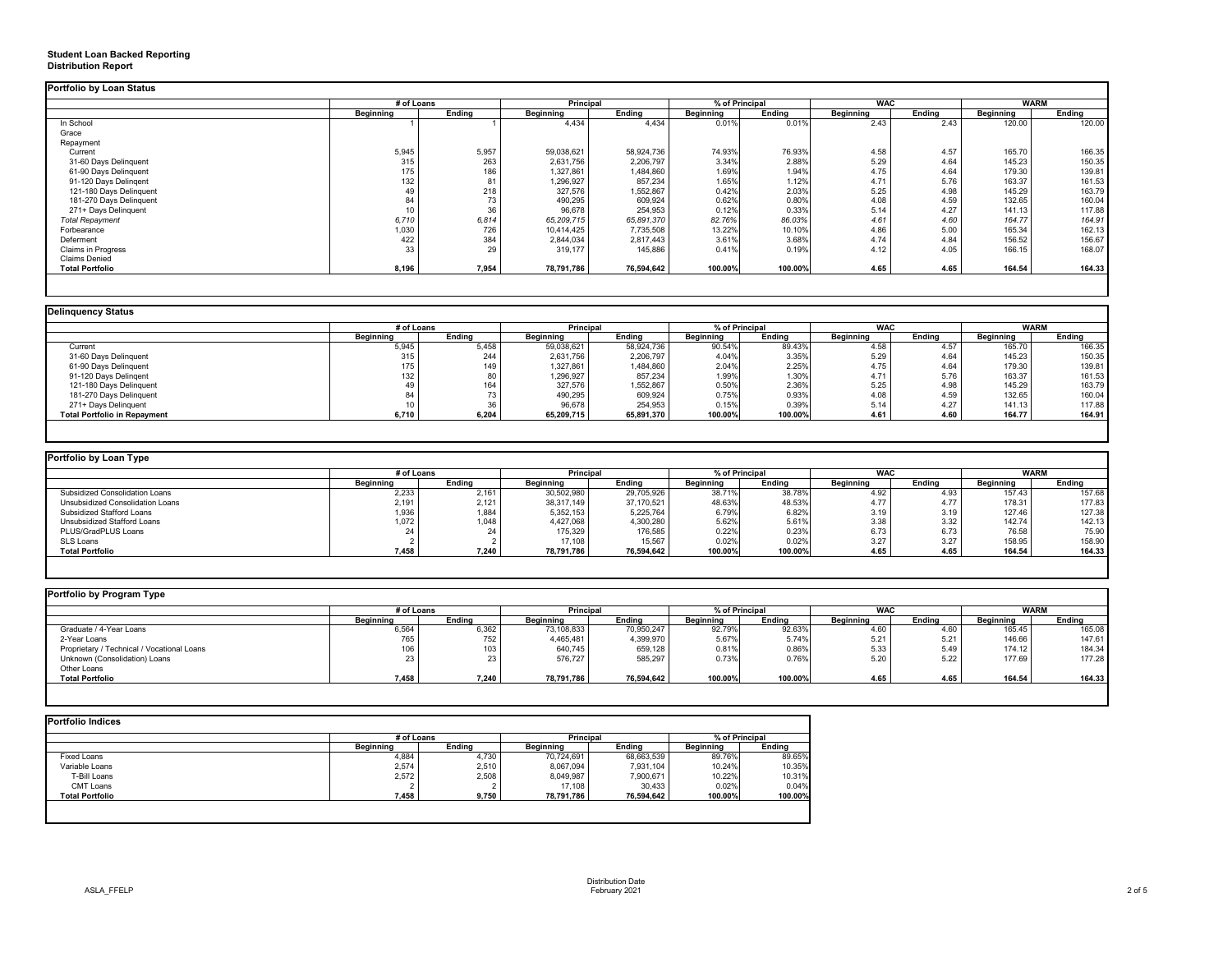**Student Loan Backed Reporting**
**Distribution Report**

**Portfolio by Loan Status**

| | # of Loans | | Principal | | % of Principal | | WAC | | WARM | |
|---|---|---|---|---|---|---|---|---|---|---|
| | Beginning | Ending | Beginning | Ending | Beginning | Ending | Beginning | Ending | Beginning | Ending |
| In School | 1 | 1 | 4,434 | 4,434 | 0.01% | 0.01% | 2.43 | 2.43 | 120.00 | 120.00 |
| Grace | | | | | | | | | | |
| Repayment | | | | | | | | | | |
| Current | 5,945 | 5,957 | 59,038,621 | 58,924,736 | 74.93% | 76.93% | 4.58 | 4.57 | 165.70 | 166.35 |
| 31-60 Days Delinquent | 315 | 263 | 2,631,756 | 2,206,797 | 3.34% | 2.88% | 5.29 | 4.64 | 145.23 | 150.35 |
| 61-90 Days Delinquent | 175 | 186 | 1,327,861 | 1,484,860 | 1.69% | 1.94% | 4.75 | 4.64 | 179.30 | 139.81 |
| 91-120 Days Delingent | 132 | 81 | 1,296,927 | 857,234 | 1.65% | 1.12% | 4.71 | 5.76 | 163.37 | 161.53 |
| 121-180 Days Delinquent | 49 | 218 | 327,576 | 1,552,867 | 0.42% | 2.03% | 5.25 | 4.98 | 145.29 | 163.79 |
| 181-270 Days Delinquent | 84 | 73 | 490,295 | 609,924 | 0.62% | 0.80% | 4.08 | 4.59 | 132.65 | 160.04 |
| 271+ Days Delinquent | 10 | 36 | 96,678 | 254,953 | 0.12% | 0.33% | 5.14 | 4.27 | 141.13 | 117.88 |
| *Total Repayment* | *6,710* | *6,814* | *65,209,715* | *65,891,370* | *82.76%* | *86.03%* | *4.61* | *4.60* | *164.77* | *164.91* |
| Forbearance | 1,030 | 726 | 10,414,425 | 7,735,508 | 13.22% | 10.10% | 4.86 | 5.00 | 165.34 | 162.13 |
| Deferment | 422 | 384 | 2,844,034 | 2,817,443 | 3.61% | 3.68% | 4.74 | 4.84 | 156.52 | 156.67 |
| Claims in Progress | 33 | 29 | 319,177 | 145,886 | 0.41% | 0.19% | 4.12 | 4.05 | 166.15 | 168.07 |
| Claims Denied | | | | | | | | | | |
| **Total Portfolio** | **8,196** | **7,954** | **78,791,786** | **76,594,642** | **100.00%** | **100.00%** | **4.65** | **4.65** | **164.54** | **164.33** |

**Delinquency Status**

| | # of Loans | | Principal | | % of Principal | | WAC | | WARM | |
|---|---|---|---|---|---|---|---|---|---|---|
| | Beginning | Ending | Beginning | Ending | Beginning | Ending | Beginning | Ending | Beginning | Ending |
| Current | 5,945 | 5,458 | 59,038,621 | 58,924,736 | 90.54% | 89.43% | 4.58 | 4.57 | 165.70 | 166.35 |
| 31-60 Days Delinquent | 315 | 244 | 2,631,756 | 2,206,797 | 4.04% | 3.35% | 5.29 | 4.64 | 145.23 | 150.35 |
| 61-90 Days Delinquent | 175 | 149 | 1,327,861 | 1,484,860 | 2.04% | 2.25% | 4.75 | 4.64 | 179.30 | 139.81 |
| 91-120 Days Delingent | 132 | 80 | 1,296,927 | 857,234 | 1.99% | 1.30% | 4.71 | 5.76 | 163.37 | 161.53 |
| 121-180 Days Delinquent | 49 | 164 | 327,576 | 1,552,867 | 0.50% | 2.36% | 5.25 | 4.98 | 145.29 | 163.79 |
| 181-270 Days Delinquent | 84 | 73 | 490,295 | 609,924 | 0.75% | 0.93% | 4.08 | 4.59 | 132.65 | 160.04 |
| 271+ Days Delinquent | 10 | 36 | 96,678 | 254,953 | 0.15% | 0.39% | 5.14 | 4.27 | 141.13 | 117.88 |
| **Total Portfolio in Repayment** | **6,710** | **6,204** | **65,209,715** | **65,891,370** | **100.00%** | **100.00%** | **4.61** | **4.60** | **164.77** | **164.91** |

**Portfolio by Loan Type**

| | # of Loans | | Principal | | % of Principal | | WAC | | WARM | |
|---|---|---|---|---|---|---|---|---|---|---|
| | Beginning | Ending | Beginning | Ending | Beginning | Ending | Beginning | Ending | Beginning | Ending |
| Subsidized Consolidation Loans | 2,233 | 2,161 | 30,502,980 | 29,705,926 | 38.71% | 38.78% | 4.92 | 4.93 | 157.43 | 157.68 |
| Unsubsidized Consolidation Loans | 2,191 | 2,121 | 38,317,149 | 37,170,521 | 48.63% | 48.53% | 4.77 | 4.77 | 178.31 | 177.83 |
| Subsidized Stafford Loans | 1,936 | 1,884 | 5,352,153 | 5,225,764 | 6.79% | 6.82% | 3.19 | 3.19 | 127.46 | 127.38 |
| Unsubsidized Stafford Loans | 1,072 | 1,048 | 4,427,068 | 4,300,280 | 5.62% | 5.61% | 3.38 | 3.32 | 142.74 | 142.13 |
| PLUS/GradPLUS Loans | 24 | 24 | 175,329 | 176,585 | 0.22% | 0.23% | 6.73 | 6.73 | 76.58 | 75.90 |
| SLS Loans | 2 | 2 | 17,108 | 15,567 | 0.02% | 0.02% | 3.27 | 3.27 | 158.95 | 158.90 |
| **Total Portfolio** | **7,458** | **7,240** | **78,791,786** | **76,594,642** | **100.00%** | **100.00%** | **4.65** | **4.65** | **164.54** | **164.33** |

**Portfolio by Program Type**

| | # of Loans | | Principal | | % of Principal | | WAC | | WARM | |
|---|---|---|---|---|---|---|---|---|---|---|
| | Beginning | Ending | Beginning | Ending | Beginning | Ending | Beginning | Ending | Beginning | Ending |
| Graduate / 4-Year Loans | 6,564 | 6,362 | 73,108,833 | 70,950,247 | 92.79% | 92.63% | 4.60 | 4.60 | 165.45 | 165.08 |
| 2-Year Loans | 765 | 752 | 4,465,481 | 4,399,970 | 5.67% | 5.74% | 5.21 | 5.21 | 146.66 | 147.61 |
| Proprietary / Technical / Vocational Loans | 106 | 103 | 640,745 | 659,128 | 0.81% | 0.86% | 5.33 | 5.49 | 174.12 | 184.34 |
| Unknown (Consolidation) Loans | 23 | 23 | 576,727 | 585,297 | 0.73% | 0.76% | 5.20 | 5.22 | 177.69 | 177.28 |
| Other Loans | | | | | | | | | | |
| **Total Portfolio** | **7,458** | **7,240** | **78,791,786** | **76,594,642** | **100.00%** | **100.00%** | **4.65** | **4.65** | **164.54** | **164.33** |

**Portfolio Indices**

| | # of Loans | | Principal | | % of Principal | |
|---|---|---|---|---|---|---|
| | Beginning | Ending | Beginning | Ending | Beginning | Ending |
| Fixed Loans | 4,884 | 4,730 | 70,724,691 | 68,663,539 | 89.76% | 89.65% |
| Variable Loans | 2,574 | 2,510 | 8,067,094 | 7,931,104 | 10.24% | 10.35% |
| T-Bill Loans | 2,572 | 2,508 | 8,049,987 | 7,900,671 | 10.22% | 10.31% |
| CMT Loans | 2 | 2 | 17,108 | 30,433 | 0.02% | 0.04% |
| **Total Portfolio** | **7,458** | **9,750** | **78,791,786** | **76,594,642** | **100.00%** | **100.00%** |

ASLA_FFELP

Distribution Date
February 2021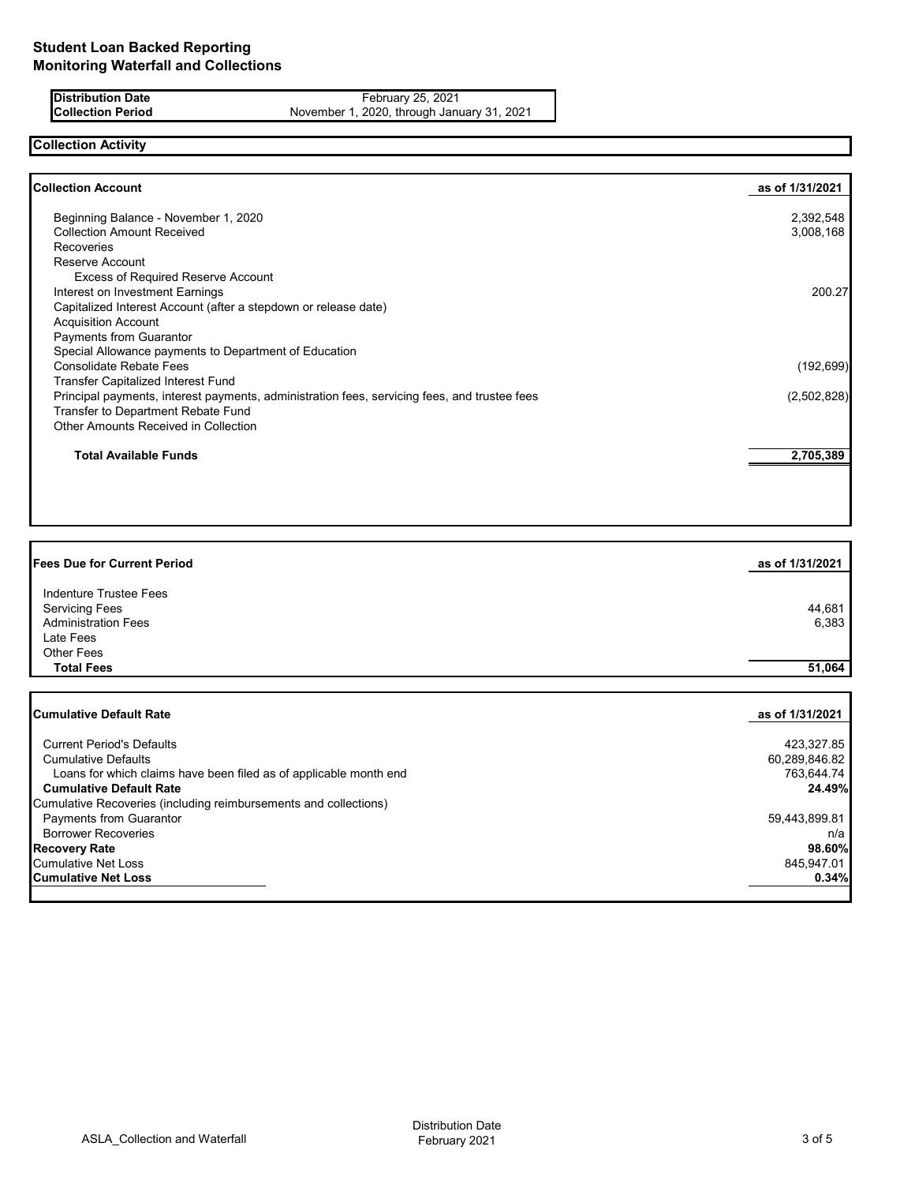# Student Loan Backed Reporting
## Monitoring Waterfall and Collections

| | |
|---|---|
| **Distribution Date** | February 25, 2021 |
| **Collection Period** | November 1, 2020, through January 31, 2021 |

### Collection Activity

| **Collection Account** | **as of 1/31/2021** |
|---|---|
| Beginning Balance - November 1, 2020 | 2,392,548 |
| Collection Amount Received | 3,008,168 |
| Recoveries | |
| Reserve Account | |
| Excess of Required Reserve Account | |
| Interest on Investment Earnings | 200.27 |
| Capitalized Interest Account (after a stepdown or release date) | |
| Acquisition Account | |
| Payments from Guarantor | |
| Special Allowance payments to Department of Education | |
| Consolidate Rebate Fees | (192,699) |
| Transfer Capitalized Interest Fund | |
| Principal payments, interest payments, administration fees, servicing fees, and trustee fees | (2,502,828) |
| Transfer to Department Rebate Fund | |
| Other Amounts Received in Collection | |
| **Total Available Funds** | **2,705,389** |

| **Fees Due for Current Period** | **as of 1/31/2021** |
|---|---|
| Indenture Trustee Fees | |
| Servicing Fees | 44,681 |
| Administration Fees | 6,383 |
| Late Fees | |
| Other Fees | |
| **Total Fees** | **51,064** |

| **Cumulative Default Rate** | **as of 1/31/2021** |
|---|---|
| Current Period's Defaults | 423,327.85 |
| Cumulative Defaults | 60,289,846.82 |
| Loans for which claims have been filed as of applicable month end | 763,644.74 |
| **Cumulative Default Rate** | **24.49%** |
| Cumulative Recoveries (including reimbursements and collections) | |
| Payments from Guarantor | 59,443,899.81 |
| Borrower Recoveries | n/a |
| **Recovery Rate** | **98.60%** |
| Cumulative Net Loss | 845,947.01 |
| **Cumulative Net Loss** | **0.34%** |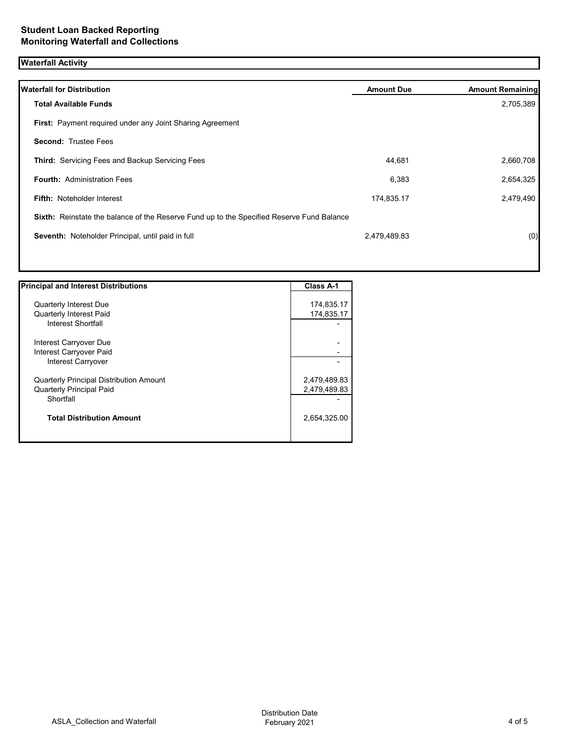## Student Loan Backed Reporting
## Monitoring Waterfall and Collections

### Waterfall Activity

| Waterfall for Distribution | Amount Due | Amount Remaining |
| --- | --- | --- |
| **Total Available Funds** | | 2,705,389 |
| **First:** Payment required under any Joint Sharing Agreement | | |
| **Second:** Trustee Fees | | |
| **Third:** Servicing Fees and Backup Servicing Fees | 44,681 | 2,660,708 |
| **Fourth:** Administration Fees | 6,383 | 2,654,325 |
| **Fifth:** Noteholder Interest | 174,835.17 | 2,479,490 |
| **Sixth:** Reinstate the balance of the Reserve Fund up to the Specified Reserve Fund Balance | | |
| **Seventh:** Noteholder Principal, until paid in full | 2,479,489.83 | (0) |

| Principal and Interest Distributions | Class A-1 |
| --- | --- |
| Quarterly Interest Due | 174,835.17 |
| Quarterly Interest Paid | 174,835.17 |
| Interest Shortfall | - |
| Interest Carryover Due | - |
| Interest Carryover Paid | - |
| Interest Carryover | - |
| Quarterly Principal Distribution Amount | 2,479,489.83 |
| Quarterly Principal Paid | 2,479,489.83 |
| Shortfall | - |
| **Total Distribution Amount** | 2,654,325.00 |

ASLA_Collection and Waterfall

Distribution Date
February 2021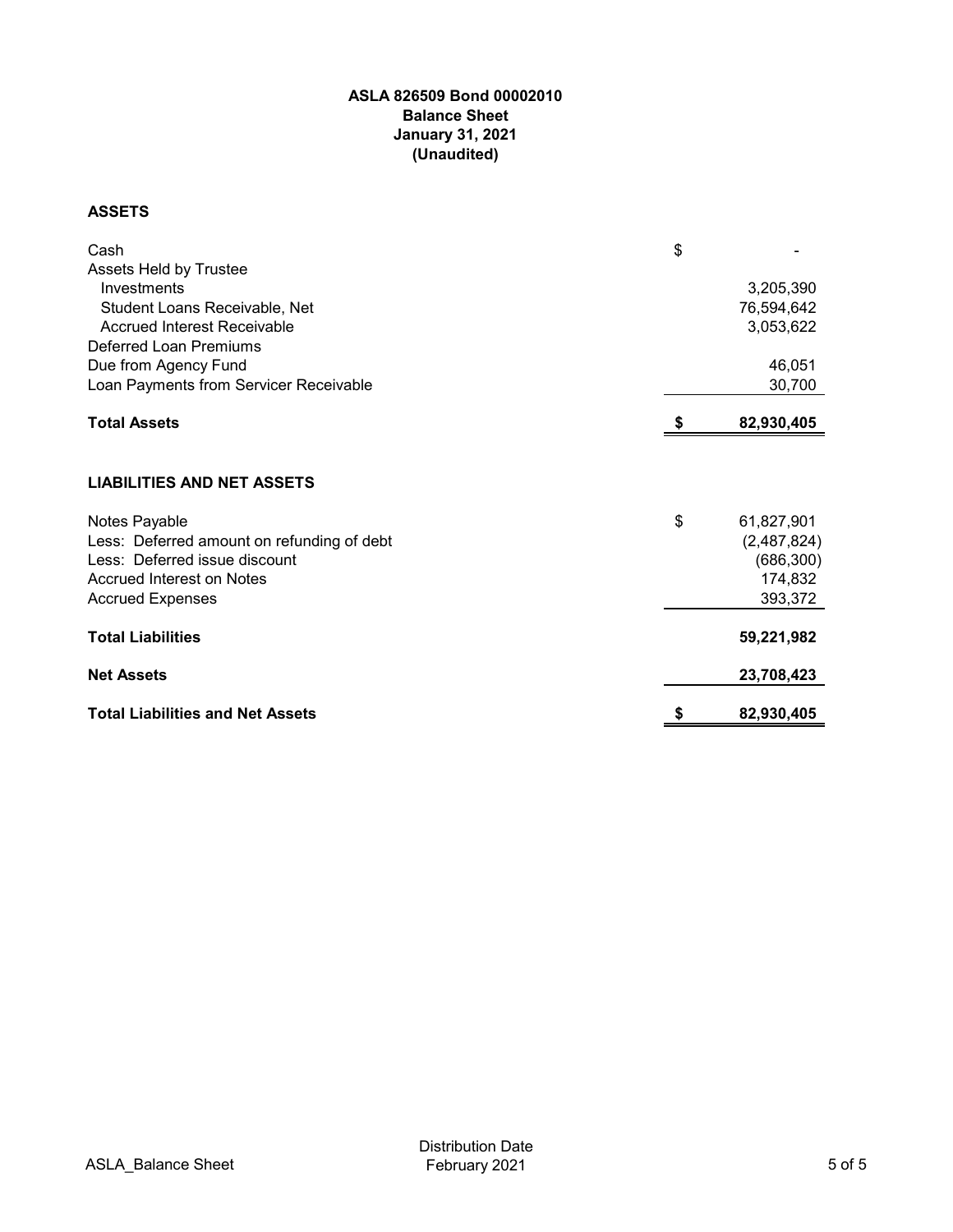**ASLA 826509 Bond 00002010**
**Balance Sheet**
**January 31, 2021**
**(Unaudited)**

### ASSETS

| | |
|---|---|
| Cash | $ - |
| Assets Held by Trustee | |
| Investments | 3,205,390 |
| Student Loans Receivable, Net | 76,594,642 |
| Accrued Interest Receivable | 3,053,622 |
| Deferred Loan Premiums | |
| Due from Agency Fund | 46,051 |
| Loan Payments from Servicer Receivable | 30,700 |
| **Total Assets** | **$ 82,930,405** |

### LIABILITIES AND NET ASSETS

| | |
|---|---|
| Notes Payable | $ 61,827,901 |
| Less: Deferred amount on refunding of debt | (2,487,824) |
| Less: Deferred issue discount | (686,300) |
| Accrued Interest on Notes | 174,832 |
| Accrued Expenses | 393,372 |
| **Total Liabilities** | **59,221,982** |
| **Net Assets** | **23,708,423** |
| **Total Liabilities and Net Assets** | **$ 82,930,405** |

ASLA_Balance Sheet

Distribution Date
February 2021